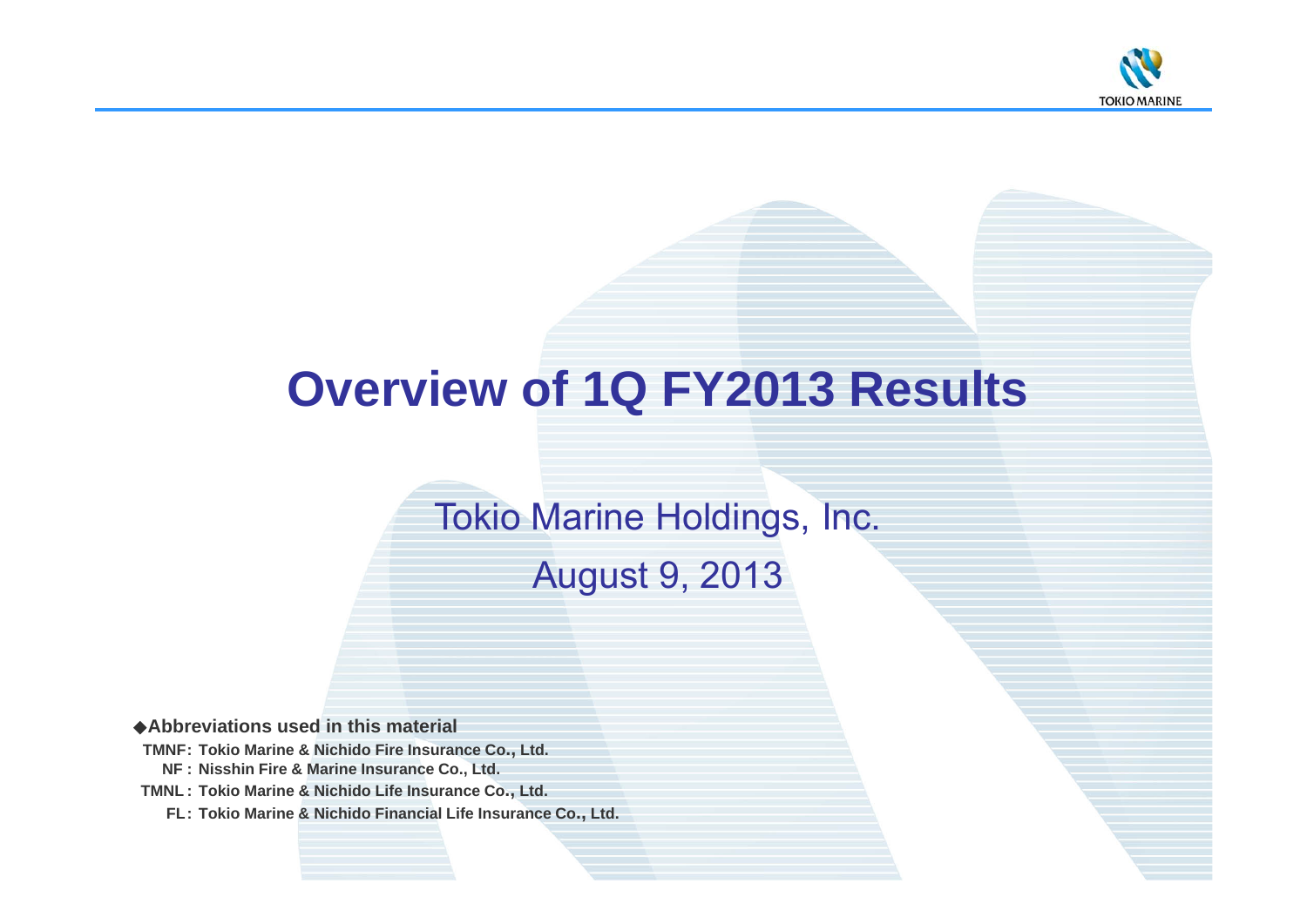# Overview of 1Q FY2013 Results

Tokio Marine Holdings, Inc.

August 9, 2013

◆**Abbreviations used in this material**

**TMNF: Tokio Marine & Nichido Fire Insurance Co., Ltd.**

**NF : Nisshin Fire & Marine Insurance Co., Ltd.**

**TMNL : Tokio Marine & Nichido Life Insurance Co., Ltd.**

**FL: Tokio Marine & Nichido Financial Life Insurance Co., Ltd.**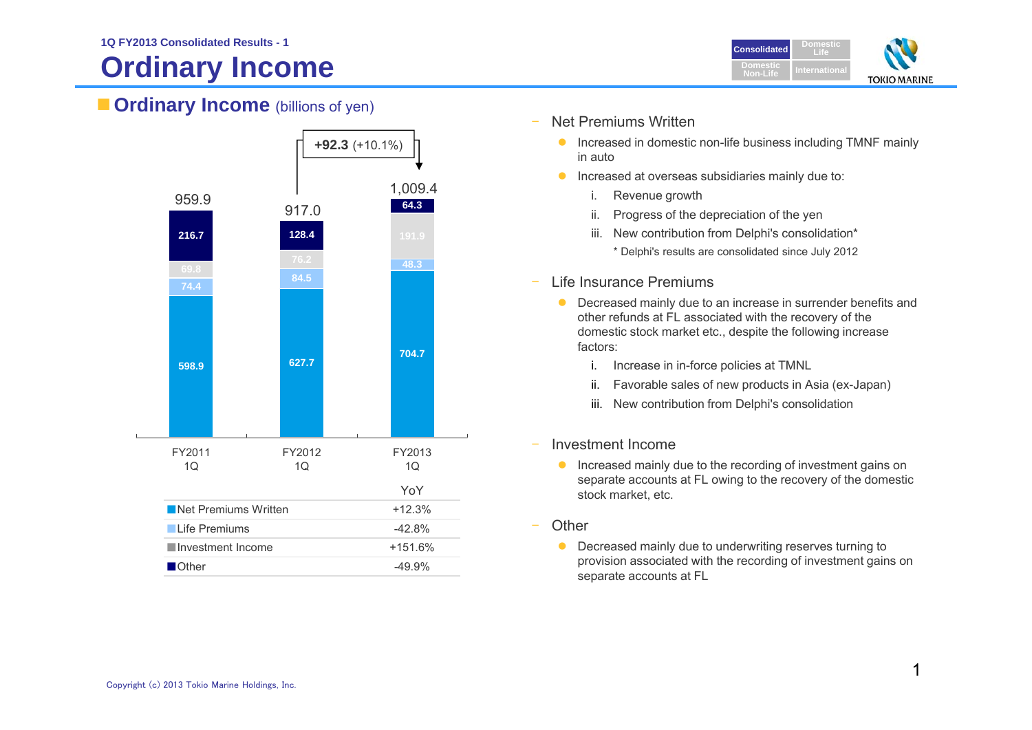1Q FY2013 Consolidated Results - 1

# Ordinary Income

## Ordinary Income (billions of yen)

+92.3 (+10.1%)

959.9
216.7
69.8
74.4
598.9

917.0
128.4
76.2
84.5
627.7

1,009.4
64.3
191.9
48.3
704.7

FY2011 1Q
FY2012 1Q
FY2013 1Q

| | YoY |
|---|---|
| Net Premiums Written | +12.3% |
| Life Premiums | -42.8% |
| Investment Income | +151.6% |
| Other | -49.9% |

- Net Premiums Written
  - Increased in domestic non-life business including TMNF mainly in auto
  - Increased at overseas subsidiaries mainly due to:
    - i. Revenue growth
    - ii. Progress of the depreciation of the yen
    - iii. New contribution from Delphi's consolidation*

    \* Delphi's results are consolidated since July 2012

- Life Insurance Premiums
  - Decreased mainly due to an increase in surrender benefits and other refunds at FL associated with the recovery of the domestic stock market etc., despite the following increase factors:
    - i. Increase in in-force policies at TMNL
    - ii. Favorable sales of new products in Asia (ex-Japan)
    - iii. New contribution from Delphi's consolidation

- Investment Income
  - Increased mainly due to the recording of investment gains on separate accounts at FL owing to the recovery of the domestic stock market, etc.

- Other
  - Decreased mainly due to underwriting reserves turning to provision associated with the recording of investment gains on separate accounts at FL

Copyright (c) 2013 Tokio Marine Holdings, Inc.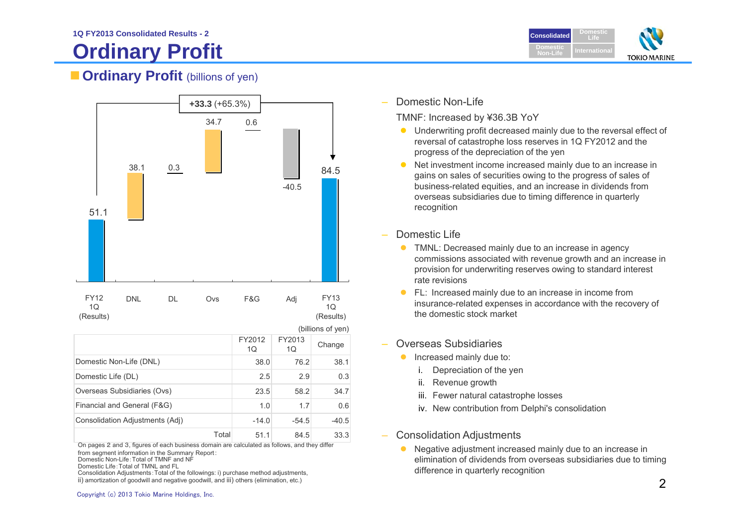1Q FY2013 Consolidated Results - 2

# Ordinary Profit

## Ordinary Profit (billions of yen)

+33.3 (+65.3%)

51.1
38.1
0.3
34.7
0.6
-40.5
84.5

FY12 1Q (Results)
DNL
DL
Ovs
F&G
Adj
FY13 1Q (Results)

(billions of yen)

| | FY2012 1Q | FY2013 1Q | Change |
|---|---|---|---|
| Domestic Non-Life (DNL) | 38.0 | 76.2 | 38.1 |
| Domestic Life (DL) | 2.5 | 2.9 | 0.3 |
| Overseas Subsidiaries (Ovs) | 23.5 | 58.2 | 34.7 |
| Financial and General (F&G) | 1.0 | 1.7 | 0.6 |
| Consolidation Adjustments (Adj) | -14.0 | -54.5 | -40.5 |
| Total | 51.1 | 84.5 | 33.3 |

On pages 2 and 3, figures of each business domain are calculated as follows, and they differ from segment information in the Summary Report:
Domestic Non-Life: Total of TMNF and NF
Domestic Life: Total of TMNL and FL
Consolidation Adjustments: Total of the followings: i) purchase method adjustments, ii) amortization of goodwill and negative goodwill, and iii) others (elimination, etc.)

– Domestic Non-Life

TMNF: Increased by ¥36.3B YoY

- Underwriting profit decreased mainly due to the reversal effect of reversal of catastrophe loss reserves in 1Q FY2012 and the progress of the depreciation of the yen
- Net investment income increased mainly due to an increase in gains on sales of securities owing to the progress of sales of business-related equities, and an increase in dividends from overseas subsidiaries due to timing difference in quarterly recognition

– Domestic Life

- TMNL: Decreased mainly due to an increase in agency commissions associated with revenue growth and an increase in provision for underwriting reserves owing to standard interest rate revisions
- FL: Increased mainly due to an increase in income from insurance-related expenses in accordance with the recovery of the domestic stock market

– Overseas Subsidiaries

- Increased mainly due to:
  i. Depreciation of the yen
  ii. Revenue growth
  iii. Fewer natural catastrophe losses
  iv. New contribution from Delphi's consolidation

– Consolidation Adjustments

- Negative adjustment increased mainly due to an increase in elimination of dividends from overseas subsidiaries due to timing difference in quarterly recognition

Copyright (c) 2013 Tokio Marine Holdings, Inc.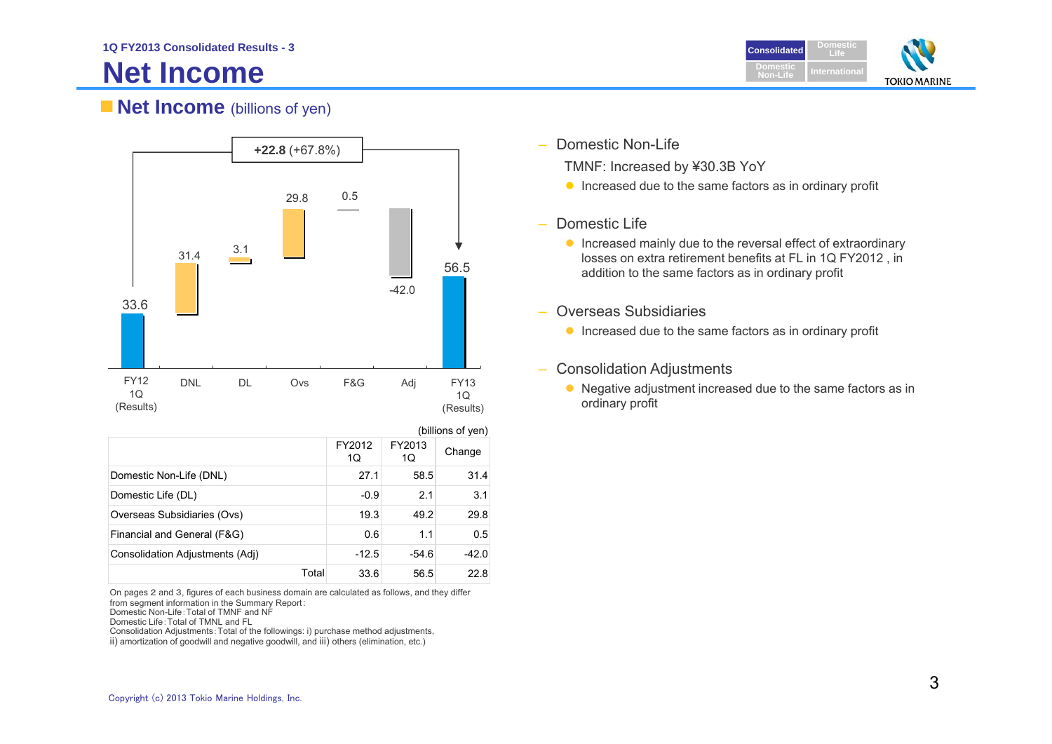1Q FY2013 Consolidated Results - 3

# Net Income

## Net Income (billions of yen)

+22.8 (+67.8%)

33.6
31.4
3.1
29.8
0.5
-42.0
56.5

FY12 1Q (Results)
DNL
DL
Ovs
F&G
Adj
FY13 1Q (Results)

(billions of yen)

| | FY2012 1Q | FY2013 1Q | Change |
|---|---|---|---|
| Domestic Non-Life (DNL) | 27.1 | 58.5 | 31.4 |
| Domestic Life (DL) | -0.9 | 2.1 | 3.1 |
| Overseas Subsidiaries (Ovs) | 19.3 | 49.2 | 29.8 |
| Financial and General (F&G) | 0.6 | 1.1 | 0.5 |
| Consolidation Adjustments (Adj) | -12.5 | -54.6 | -42.0 |
| Total | 33.6 | 56.5 | 22.8 |

On pages 2 and 3, figures of each business domain are calculated as follows, and they differ from segment information in the Summary Report:
Domestic Non-Life: Total of TMNF and NF
Domestic Life: Total of TMNL and FL
Consolidation Adjustments: Total of the followings: i) purchase method adjustments, ii) amortization of goodwill and negative goodwill, and iii) others (elimination, etc.)

– Domestic Non-Life

TMNF: Increased by ¥30.3B YoY

- Increased due to the same factors as in ordinary profit

– Domestic Life

- Increased mainly due to the reversal effect of extraordinary losses on extra retirement benefits at FL in 1Q FY2012 , in addition to the same factors as in ordinary profit

– Overseas Subsidiaries

- Increased due to the same factors as in ordinary profit

– Consolidation Adjustments

- Negative adjustment increased due to the same factors as in ordinary profit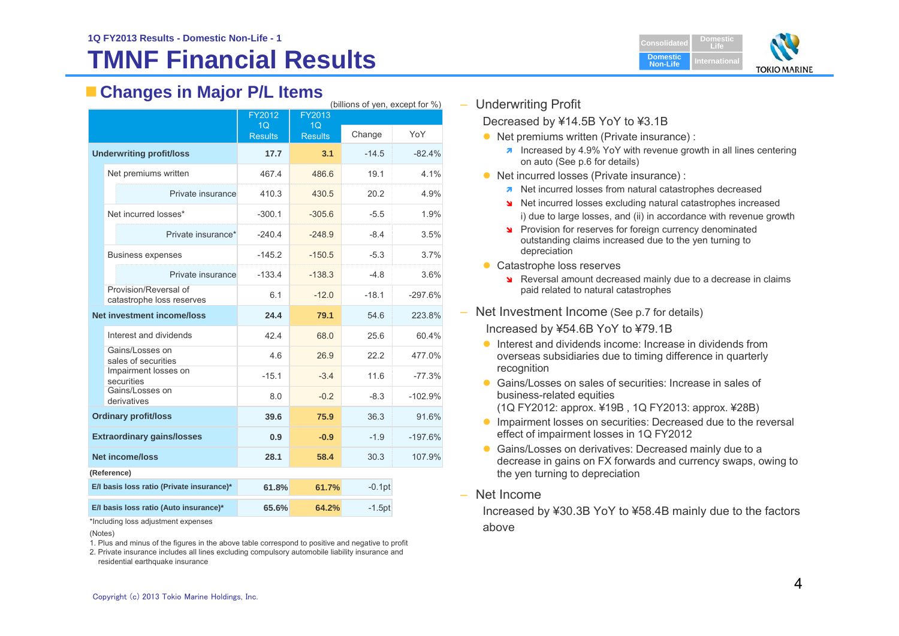1Q FY2013 Results - Domestic Non-Life - 1

# TMNF Financial Results

## Changes in Major P/L Items

(billions of yen, except for %)

| | FY2012 1Q Results | FY2013 1Q Results | Change | YoY |
|---|---|---|---|---|
| **Underwriting profit/loss** | 17.7 | 3.1 | -14.5 | -82.4% |
| Net premiums written | 467.4 | 486.6 | 19.1 | 4.1% |
| Private insurance | 410.3 | 430.5 | 20.2 | 4.9% |
| Net incurred losses* | -300.1 | -305.6 | -5.5 | 1.9% |
| Private insurance* | -240.4 | -248.9 | -8.4 | 3.5% |
| Business expenses | -145.2 | -150.5 | -5.3 | 3.7% |
| Private insurance | -133.4 | -138.3 | -4.8 | 3.6% |
| Provision/Reversal of catastrophe loss reserves | 6.1 | -12.0 | -18.1 | -297.6% |
| **Net investment income/loss** | 24.4 | 79.1 | 54.6 | 223.8% |
| Interest and dividends | 42.4 | 68.0 | 25.6 | 60.4% |
| Gains/Losses on sales of securities | 4.6 | 26.9 | 22.2 | 477.0% |
| Impairment losses on securities | -15.1 | -3.4 | 11.6 | -77.3% |
| Gains/Losses on derivatives | 8.0 | -0.2 | -8.3 | -102.9% |
| **Ordinary profit/loss** | 39.6 | 75.9 | 36.3 | 91.6% |
| **Extraordinary gains/losses** | 0.9 | -0.9 | -1.9 | -197.6% |
| **Net income/loss** | 28.1 | 58.4 | 30.3 | 107.9% |

(Reference)

| | FY2012 1Q Results | FY2013 1Q Results | Change |
|---|---|---|---|
| **E/I basis loss ratio (Private insurance)*** | 61.8% | 61.7% | -0.1pt |
| **E/I basis loss ratio (Auto insurance)*** | 65.6% | 64.2% | -1.5pt |

*Including loss adjustment expenses

(Notes)

1. Plus and minus of the figures in the above table correspond to positive and negative to profit
2. Private insurance includes all lines excluding compulsory automobile liability insurance and residential earthquake insurance

– Underwriting Profit

Decreased by ¥14.5B YoY to ¥3.1B

- Net premiums written (Private insurance) :
  - ↗ Increased by 4.9% YoY with revenue growth in all lines centering on auto (See p.6 for details)
- Net incurred losses (Private insurance) :
  - ↗ Net incurred losses from natural catastrophes decreased
  - ↘ Net incurred losses excluding natural catastrophes increased i) due to large losses, and (ii) in accordance with revenue growth
  - ↘ Provision for reserves for foreign currency denominated outstanding claims increased due to the yen turning to depreciation
- Catastrophe loss reserves
  - ↘ Reversal amount decreased mainly due to a decrease in claims paid related to natural catastrophes

– Net Investment Income (See p.7 for details)

Increased by ¥54.6B YoY to ¥79.1B

- Interest and dividends income: Increase in dividends from overseas subsidiaries due to timing difference in quarterly recognition
- Gains/Losses on sales of securities: Increase in sales of business-related equities (1Q FY2012: approx. ¥19B , 1Q FY2013: approx. ¥28B)
- Impairment losses on securities: Decreased due to the reversal effect of impairment losses in 1Q FY2012
- Gains/Losses on derivatives: Decreased mainly due to a decrease in gains on FX forwards and currency swaps, owing to the yen turning to depreciation

– Net Income

Increased by ¥30.3B YoY to ¥58.4B mainly due to the factors above

Copyright (c) 2013 Tokio Marine Holdings, Inc.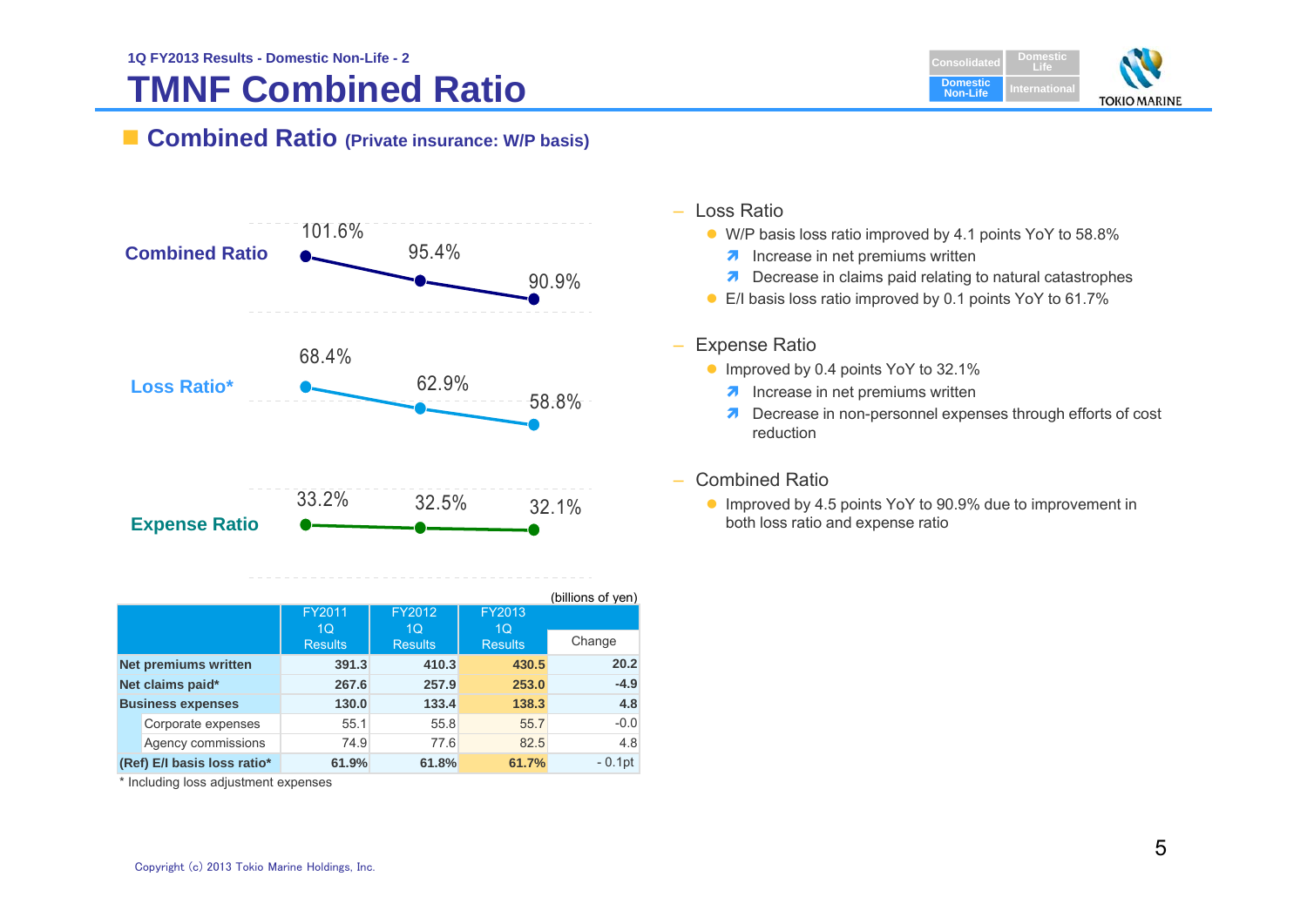1Q FY2013 Results - Domestic Non-Life - 2

# TMNF Combined Ratio

## Combined Ratio (Private insurance: W/P basis)

| | FY2011 1Q | FY2012 1Q | FY2013 1Q |
|---|---|---|---|
| Combined Ratio | 101.6% | 95.4% | 90.9% |
| Loss Ratio* | 68.4% | 62.9% | 58.8% |
| Expense Ratio | 33.2% | 32.5% | 32.1% |

(billions of yen)

| | FY2011 1Q Results | FY2012 1Q Results | FY2013 1Q Results | Change |
|---|---|---|---|---|
| **Net premiums written** | 391.3 | 410.3 | 430.5 | 20.2 |
| **Net claims paid*** | 267.6 | 257.9 | 253.0 | -4.9 |
| **Business expenses** | 130.0 | 133.4 | 138.3 | 4.8 |
| Corporate expenses | 55.1 | 55.8 | 55.7 | -0.0 |
| Agency commissions | 74.9 | 77.6 | 82.5 | 4.8 |
| **(Ref) E/I basis loss ratio*** | 61.9% | 61.8% | 61.7% | - 0.1pt |

* Including loss adjustment expenses

- Loss Ratio
  - W/P basis loss ratio improved by 4.1 points YoY to 58.8%
    - ↗ Increase in net premiums written
    - ↗ Decrease in claims paid relating to natural catastrophes
  - E/I basis loss ratio improved by 0.1 points YoY to 61.7%

- Expense Ratio
  - Improved by 0.4 points YoY to 32.1%
    - ↗ Increase in net premiums written
    - ↗ Decrease in non-personnel expenses through efforts of cost reduction

- Combined Ratio
  - Improved by 4.5 points YoY to 90.9% due to improvement in both loss ratio and expense ratio

Copyright (c) 2013 Tokio Marine Holdings, Inc.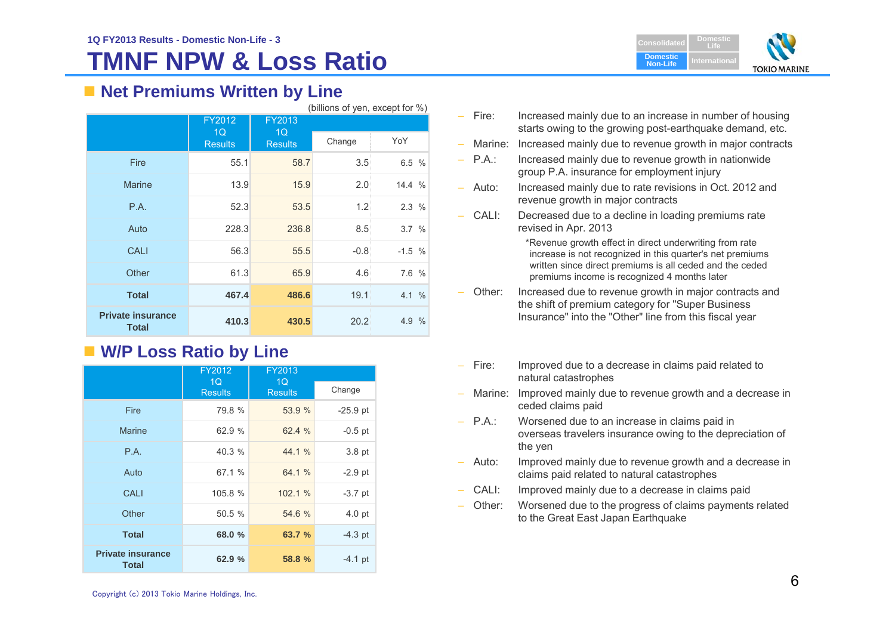1Q FY2013 Results - Domestic Non-Life - 3

# TMNF NPW & Loss Ratio

## Net Premiums Written by Line

(billions of yen, except for %)

| | FY2012 1Q Results | FY2013 1Q Results | Change | YoY |
|---|---|---|---|---|
| Fire | 55.1 | 58.7 | 3.5 | 6.5 % |
| Marine | 13.9 | 15.9 | 2.0 | 14.4 % |
| P.A. | 52.3 | 53.5 | 1.2 | 2.3 % |
| Auto | 228.3 | 236.8 | 8.5 | 3.7 % |
| CALI | 56.3 | 55.5 | -0.8 | -1.5 % |
| Other | 61.3 | 65.9 | 4.6 | 7.6 % |
| **Total** | **467.4** | **486.6** | 19.1 | 4.1 % |
| **Private insurance Total** | **410.3** | **430.5** | 20.2 | 4.9 % |

- Fire: Increased mainly due to an increase in number of housing starts owing to the growing post-earthquake demand, etc.
- Marine: Increased mainly due to revenue growth in major contracts
- P.A.: Increased mainly due to revenue growth in nationwide group P.A. insurance for employment injury
- Auto: Increased mainly due to rate revisions in Oct. 2012 and revenue growth in major contracts
- CALI: Decreased due to a decline in loading premiums rate revised in Apr. 2013
  *Revenue growth effect in direct underwriting from rate increase is not recognized in this quarter's net premiums written since direct premiums is all ceded and the ceded premiums income is recognized 4 months later
- Other: Increased due to revenue growth in major contracts and the shift of premium category for "Super Business Insurance" into the "Other" line from this fiscal year

## W/P Loss Ratio by Line

| | FY2012 1Q Results | FY2013 1Q Results | Change |
|---|---|---|---|
| Fire | 79.8 % | 53.9 % | -25.9 pt |
| Marine | 62.9 % | 62.4 % | -0.5 pt |
| P.A. | 40.3 % | 44.1 % | 3.8 pt |
| Auto | 67.1 % | 64.1 % | -2.9 pt |
| CALI | 105.8 % | 102.1 % | -3.7 pt |
| Other | 50.5 % | 54.6 % | 4.0 pt |
| **Total** | **68.0 %** | **63.7 %** | -4.3 pt |
| **Private insurance Total** | **62.9 %** | **58.8 %** | -4.1 pt |

- Fire: Improved due to a decrease in claims paid related to natural catastrophes
- Marine: Improved mainly due to revenue growth and a decrease in ceded claims paid
- P.A.: Worsened due to an increase in claims paid in overseas travelers insurance owing to the depreciation of the yen
- Auto: Improved mainly due to revenue growth and a decrease in claims paid related to natural catastrophes
- CALI: Improved mainly due to a decrease in claims paid
- Other: Worsened due to the progress of claims payments related to the Great East Japan Earthquake

Copyright (c) 2013 Tokio Marine Holdings, Inc.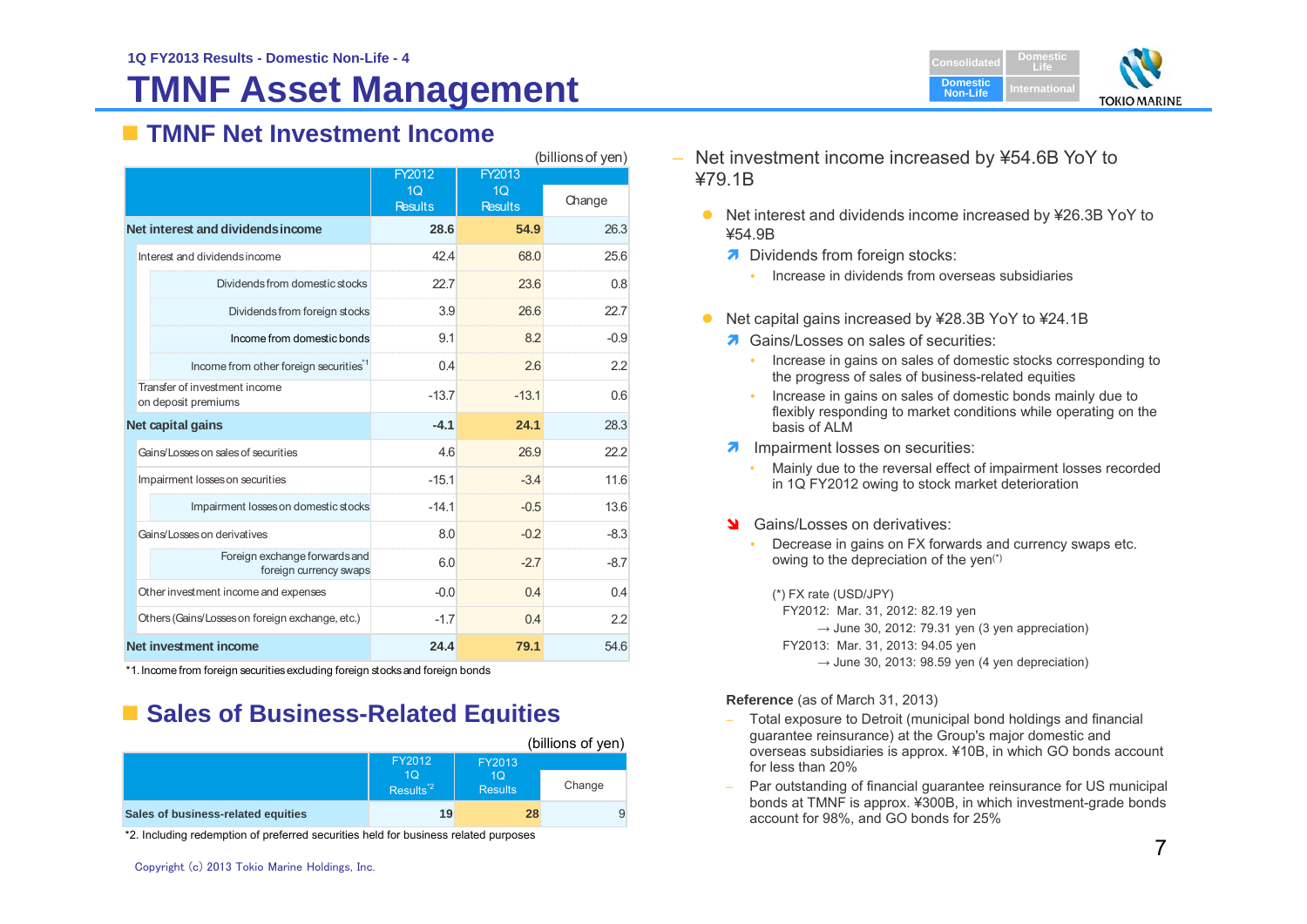1Q FY2013 Results - Domestic Non-Life - 4

# TMNF Asset Management

## TMNF Net Investment Income

(billions of yen)

| | FY2012 1Q Results | FY2013 1Q Results | Change |
|---|---|---|---|
| **Net interest and dividends income** | **28.6** | **54.9** | 26.3 |
| Interest and dividends income | 42.4 | 68.0 | 25.6 |
| Dividends from domestic stocks | 22.7 | 23.6 | 0.8 |
| Dividends from foreign stocks | 3.9 | 26.6 | 22.7 |
| Income from domestic bonds | 9.1 | 8.2 | -0.9 |
| Income from other foreign securities*1 | 0.4 | 2.6 | 2.2 |
| Transfer of investment income on deposit premiums | -13.7 | -13.1 | 0.6 |
| **Net capital gains** | **-4.1** | **24.1** | 28.3 |
| Gains/Losses on sales of securities | 4.6 | 26.9 | 22.2 |
| Impairment losses on securities | -15.1 | -3.4 | 11.6 |
| Impairment losses on domestic stocks | -14.1 | -0.5 | 13.6 |
| Gains/Losses on derivatives | 8.0 | -0.2 | -8.3 |
| Foreign exchange forwards and foreign currency swaps | 6.0 | -2.7 | -8.7 |
| Other investment income and expenses | -0.0 | 0.4 | 0.4 |
| Others (Gains/Losses on foreign exchange, etc.) | -1.7 | 0.4 | 2.2 |
| **Net investment income** | **24.4** | **79.1** | 54.6 |

*1. Income from foreign securities excluding foreign stocks and foreign bonds

## Sales of Business-Related Equities

(billions of yen)

| | FY2012 1Q Results*2 | FY2013 1Q Results | Change |
|---|---|---|---|
| **Sales of business-related equities** | **19** | **28** | 9 |

*2. Including redemption of preferred securities held for business related purposes

- Net investment income increased by ¥54.6B YoY to ¥79.1B
  - Net interest and dividends income increased by ¥26.3B YoY to ¥54.9B
    - ↗ Dividends from foreign stocks:
      - Increase in dividends from overseas subsidiaries
  - Net capital gains increased by ¥28.3B YoY to ¥24.1B
    - ↗ Gains/Losses on sales of securities:
      - Increase in gains on sales of domestic stocks corresponding to the progress of sales of business-related equities
      - Increase in gains on sales of domestic bonds mainly due to flexibly responding to market conditions while operating on the basis of ALM
    - ↗ Impairment losses on securities:
      - Mainly due to the reversal effect of impairment losses recorded in 1Q FY2012 owing to stock market deterioration
    - ↘ Gains/Losses on derivatives:
      - Decrease in gains on FX forwards and currency swaps etc. owing to the depreciation of the yen(*)

(*) FX rate (USD/JPY)
FY2012: Mar. 31, 2012: 82.19 yen
→ June 30, 2012: 79.31 yen (3 yen appreciation)
FY2013: Mar. 31, 2013: 94.05 yen
→ June 30, 2013: 98.59 yen (4 yen depreciation)

**Reference** (as of March 31, 2013)

- Total exposure to Detroit (municipal bond holdings and financial guarantee reinsurance) at the Group's major domestic and overseas subsidiaries is approx. ¥10B, in which GO bonds account for less than 20%
- Par outstanding of financial guarantee reinsurance for US municipal bonds at TMNF is approx. ¥300B, in which investment-grade bonds account for 98%, and GO bonds for 25%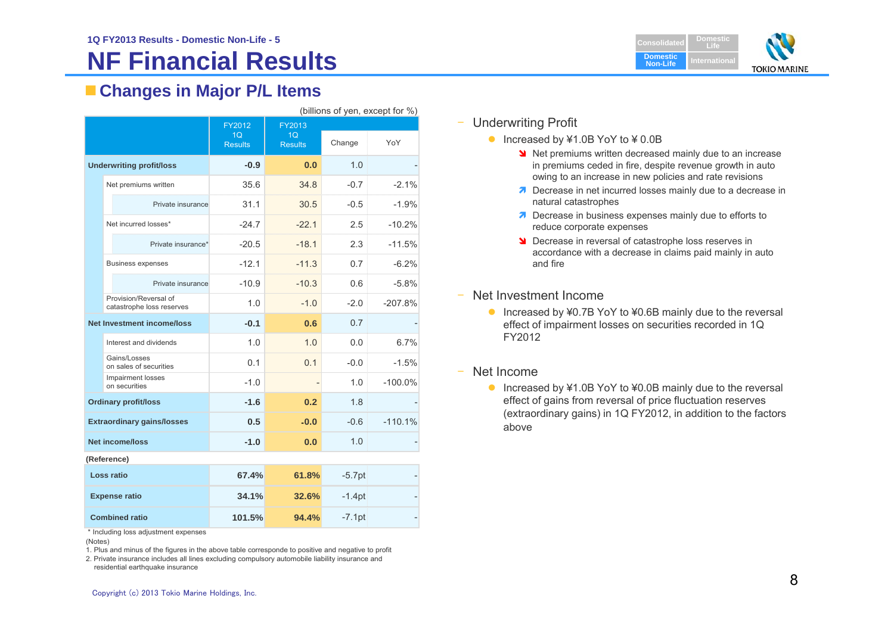1Q FY2013 Results - Domestic Non-Life - 5

# NF Financial Results

## Changes in Major P/L Items

(billions of yen, except for %)

| | FY2012 1Q Results | FY2013 1Q Results | Change | YoY |
|---|---|---|---|---|
| **Underwriting profit/loss** | **-0.9** | **0.0** | 1.0 | - |
| Net premiums written | 35.6 | 34.8 | -0.7 | -2.1% |
| Private insurance | 31.1 | 30.5 | -0.5 | -1.9% |
| Net incurred losses* | -24.7 | -22.1 | 2.5 | -10.2% |
| Private insurance* | -20.5 | -18.1 | 2.3 | -11.5% |
| Business expenses | -12.1 | -11.3 | 0.7 | -6.2% |
| Private insurance | -10.9 | -10.3 | 0.6 | -5.8% |
| Provision/Reversal of catastrophe loss reserves | 1.0 | -1.0 | -2.0 | -207.8% |
| **Net Investment income/loss** | **-0.1** | **0.6** | 0.7 | - |
| Interest and dividends | 1.0 | 1.0 | 0.0 | 6.7% |
| Gains/Losses on sales of securities | 0.1 | 0.1 | -0.0 | -1.5% |
| Impairment losses on securities | -1.0 | - | 1.0 | -100.0% |
| **Ordinary profit/loss** | **-1.6** | **0.2** | 1.8 | - |
| **Extraordinary gains/losses** | **0.5** | **-0.0** | -0.6 | -110.1% |
| **Net income/loss** | **-1.0** | **0.0** | 1.0 | - |

(Reference)

| | FY2012 1Q Results | FY2013 1Q Results | Change | YoY |
|---|---|---|---|---|
| **Loss ratio** | **67.4%** | **61.8%** | -5.7pt | - |
| **Expense ratio** | **34.1%** | **32.6%** | -1.4pt | - |
| **Combined ratio** | **101.5%** | **94.4%** | -7.1pt | - |

\* Including loss adjustment expenses

(Notes)

1. Plus and minus of the figures in the above table corresponde to positive and negative to profit
2. Private insurance includes all lines excluding compulsory automobile liability insurance and residential earthquake insurance

- Underwriting Profit
  - Increased by ¥1.0B YoY to ¥ 0.0B
    - ↘ Net premiums written decreased mainly due to an increase in premiums ceded in fire, despite revenue growth in auto owing to an increase in new policies and rate revisions
    - ↗ Decrease in net incurred losses mainly due to a decrease in natural catastrophes
    - ↗ Decrease in business expenses mainly due to efforts to reduce corporate expenses
    - ↘ Decrease in reversal of catastrophe loss reserves in accordance with a decrease in claims paid mainly in auto and fire

- Net Investment Income
  - Increased by ¥0.7B YoY to ¥0.6B mainly due to the reversal effect of impairment losses on securities recorded in 1Q FY2012

- Net Income
  - Increased by ¥1.0B YoY to ¥0.0B mainly due to the reversal effect of gains from reversal of price fluctuation reserves (extraordinary gains) in 1Q FY2012, in addition to the factors above

Copyright (c) 2013 Tokio Marine Holdings, Inc.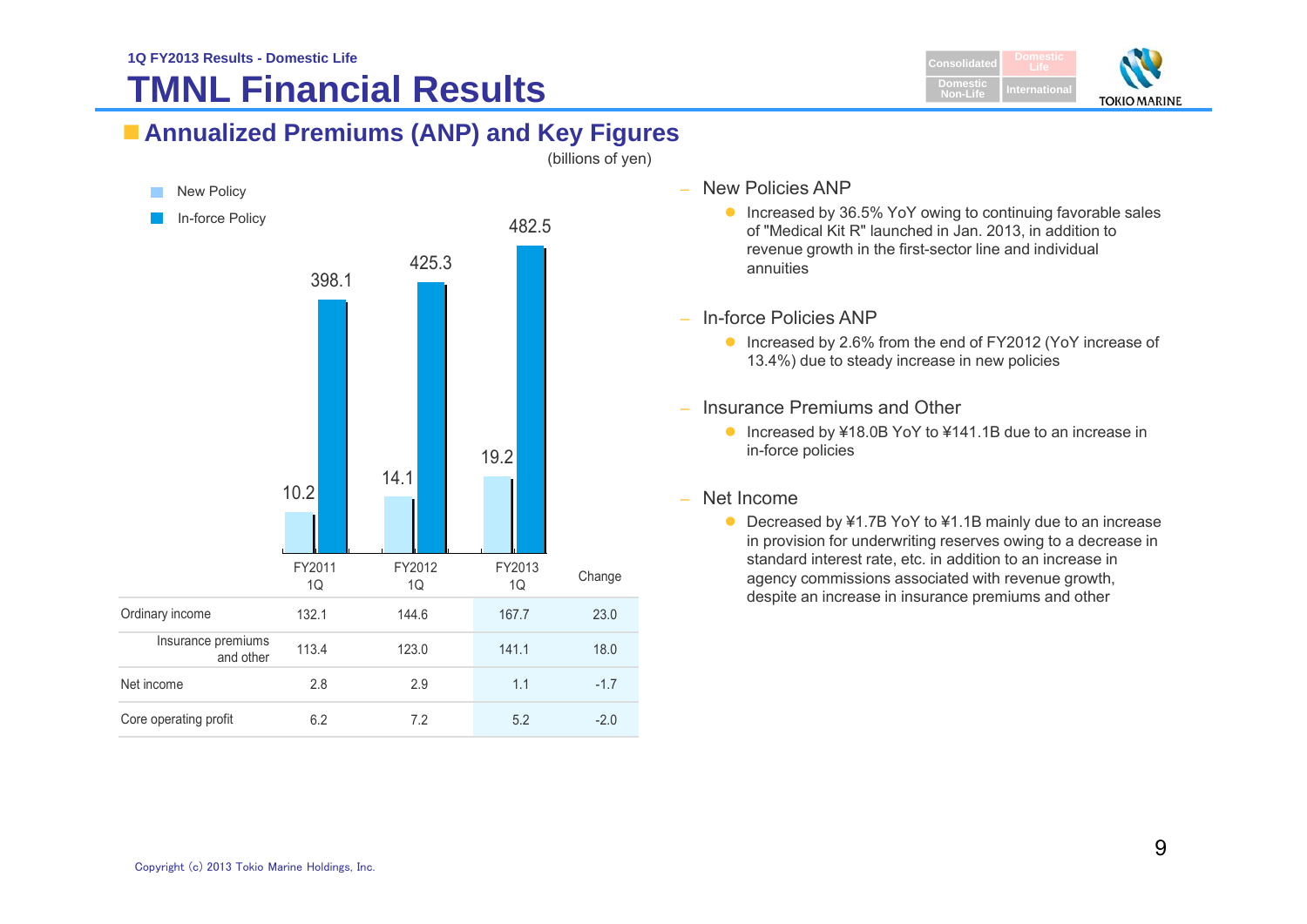1Q FY2013 Results - Domestic Life

# TMNL Financial Results

## Annualized Premiums (ANP) and Key Figures

(billions of yen)

New Policy

In-force Policy

10.2
398.1
14.1
425.3
19.2
482.5

| | FY2011 1Q | FY2012 1Q | FY2013 1Q | Change |
|---|---|---|---|---|
| Ordinary income | 132.1 | 144.6 | 167.7 | 23.0 |
| Insurance premiums and other | 113.4 | 123.0 | 141.1 | 18.0 |
| Net income | 2.8 | 2.9 | 1.1 | -1.7 |
| Core operating profit | 6.2 | 7.2 | 5.2 | -2.0 |

- New Policies ANP
  - Increased by 36.5% YoY owing to continuing favorable sales of "Medical Kit R" launched in Jan. 2013, in addition to revenue growth in the first-sector line and individual annuities
- In-force Policies ANP
  - Increased by 2.6% from the end of FY2012 (YoY increase of 13.4%) due to steady increase in new policies
- Insurance Premiums and Other
  - Increased by ¥18.0B YoY to ¥141.1B due to an increase in in-force policies
- Net Income
  - Decreased by ¥1.7B YoY to ¥1.1B mainly due to an increase in provision for underwriting reserves owing to a decrease in standard interest rate, etc. in addition to an increase in agency commissions associated with revenue growth, despite an increase in insurance premiums and other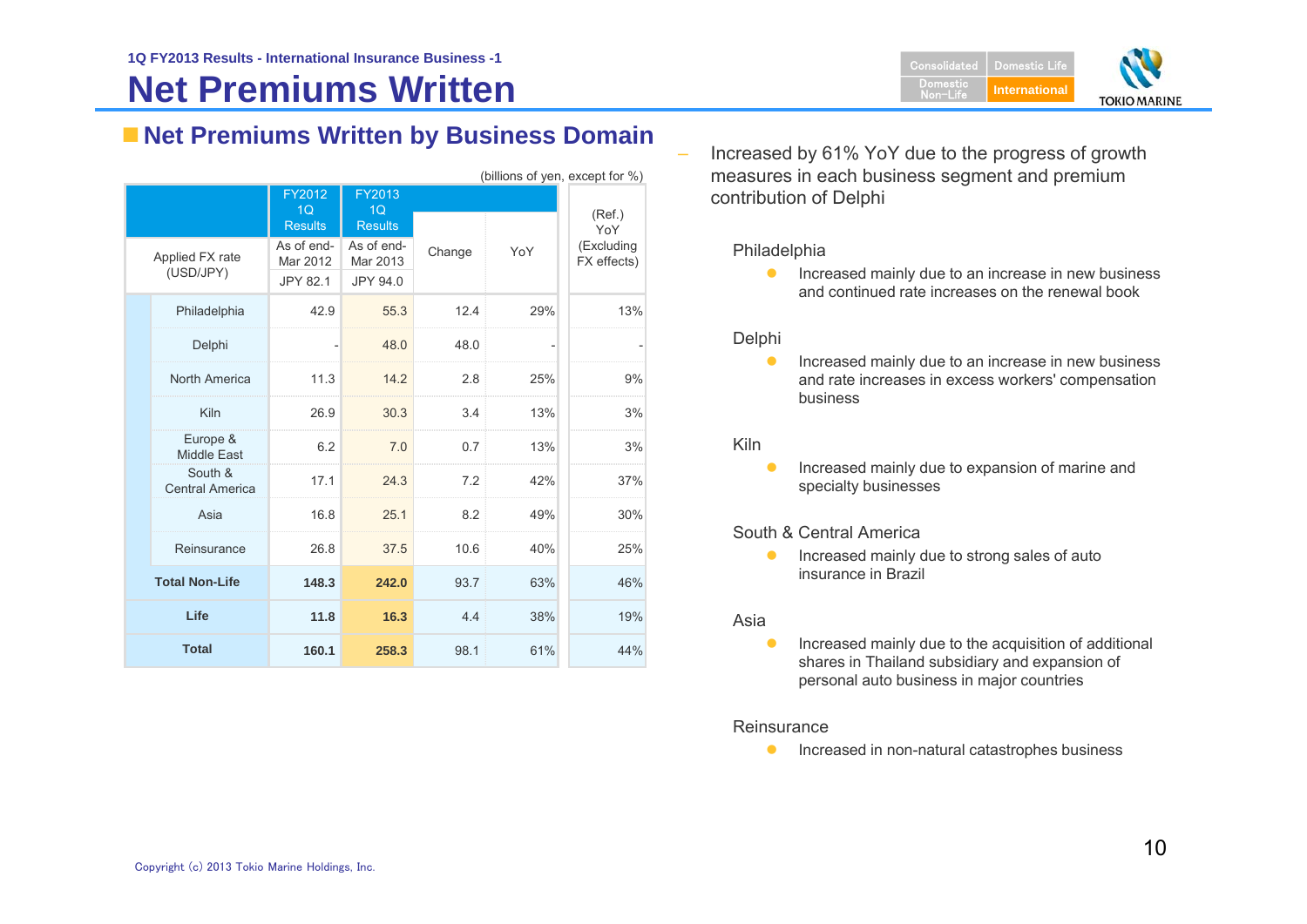1Q FY2013 Results - International Insurance Business -1

# Net Premiums Written

## Net Premiums Written by Business Domain

(billions of yen, except for %)

| | FY2012 1Q Results | FY2013 1Q Results | Change | YoY | (Ref.) YoY (Excluding FX effects) |
|---|---|---|---|---|---|
| Applied FX rate (USD/JPY) | As of end-Mar 2012 JPY 82.1 | As of end-Mar 2013 JPY 94.0 | | | |
| Philadelphia | 42.9 | 55.3 | 12.4 | 29% | 13% |
| Delphi | - | 48.0 | 48.0 | - | - |
| North America | 11.3 | 14.2 | 2.8 | 25% | 9% |
| Kiln | 26.9 | 30.3 | 3.4 | 13% | 3% |
| Europe & Middle East | 6.2 | 7.0 | 0.7 | 13% | 3% |
| South & Central America | 17.1 | 24.3 | 7.2 | 42% | 37% |
| Asia | 16.8 | 25.1 | 8.2 | 49% | 30% |
| Reinsurance | 26.8 | 37.5 | 10.6 | 40% | 25% |
| **Total Non-Life** | **148.3** | **242.0** | 93.7 | 63% | 46% |
| **Life** | **11.8** | **16.3** | 4.4 | 38% | 19% |
| **Total** | **160.1** | **258.3** | 98.1 | 61% | 44% |

– Increased by 61% YoY due to the progress of growth measures in each business segment and premium contribution of Delphi

Philadelphia
- Increased mainly due to an increase in new business and continued rate increases on the renewal book

Delphi
- Increased mainly due to an increase in new business and rate increases in excess workers' compensation business

Kiln
- Increased mainly due to expansion of marine and specialty businesses

South & Central America
- Increased mainly due to strong sales of auto insurance in Brazil

Asia
- Increased mainly due to the acquisition of additional shares in Thailand subsidiary and expansion of personal auto business in major countries

Reinsurance
- Increased in non-natural catastrophes business

Copyright (c) 2013 Tokio Marine Holdings, Inc.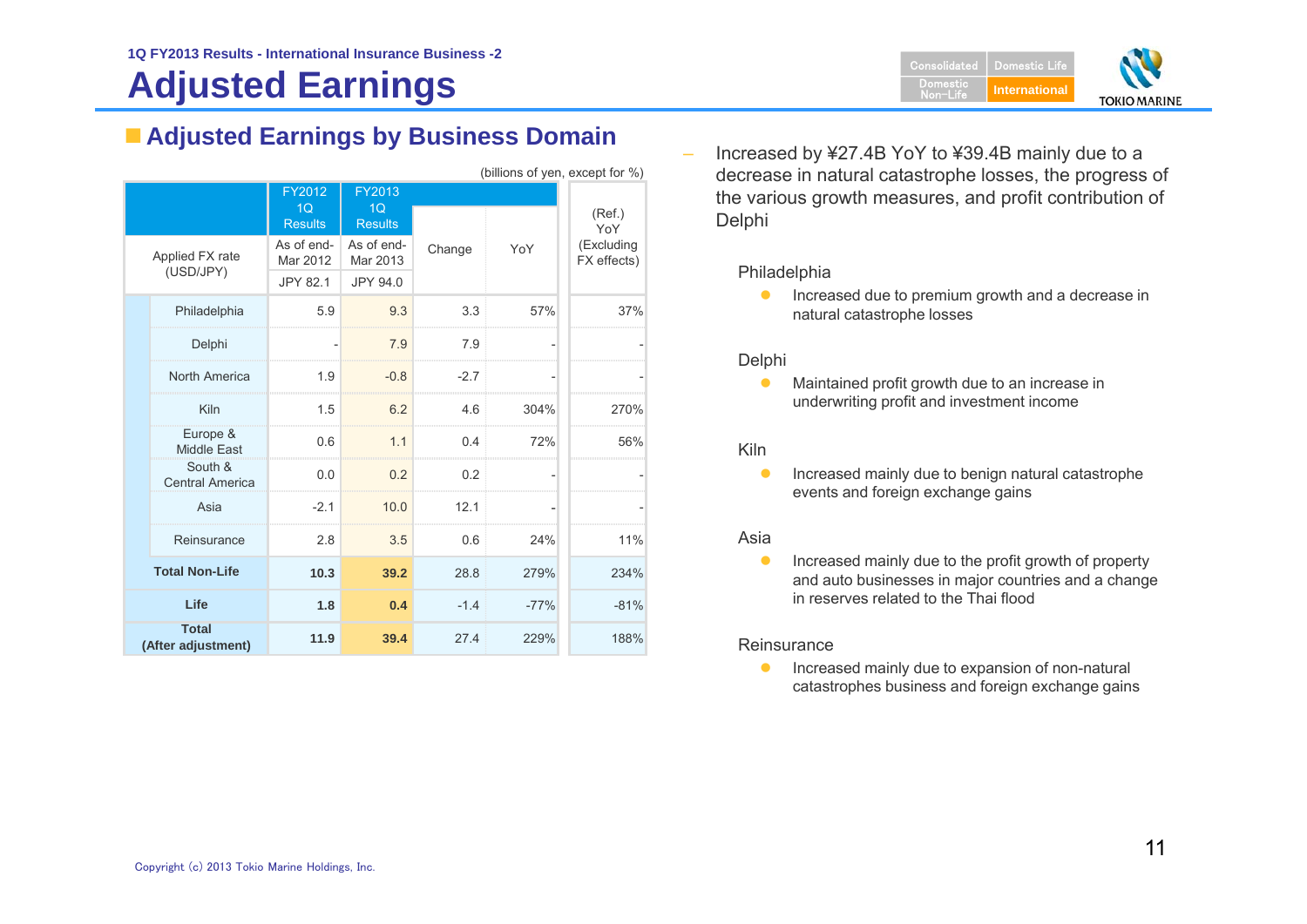1Q FY2013 Results - International Insurance Business -2

# Adjusted Earnings

## ■ Adjusted Earnings by Business Domain

(billions of yen, except for %)

| | FY2012 1Q Results | FY2013 1Q Results | Change | YoY | (Ref.) YoY (Excluding FX effects) |
|---|---|---|---|---|---|
| Applied FX rate (USD/JPY) | As of end-Mar 2012 | As of end-Mar 2013 | | | |
| | JPY 82.1 | JPY 94.0 | | | |
| Philadelphia | 5.9 | 9.3 | 3.3 | 57% | 37% |
| Delphi | - | 7.9 | 7.9 | - | - |
| North America | 1.9 | -0.8 | -2.7 | - | - |
| Kiln | 1.5 | 6.2 | 4.6 | 304% | 270% |
| Europe & Middle East | 0.6 | 1.1 | 0.4 | 72% | 56% |
| South & Central America | 0.0 | 0.2 | 0.2 | - | - |
| Asia | -2.1 | 10.0 | 12.1 | - | - |
| Reinsurance | 2.8 | 3.5 | 0.6 | 24% | 11% |
| **Total Non-Life** | **10.3** | **39.2** | 28.8 | 279% | 234% |
| **Life** | **1.8** | **0.4** | -1.4 | -77% | -81% |
| **Total (After adjustment)** | **11.9** | **39.4** | 27.4 | 229% | 188% |

– Increased by ¥27.4B YoY to ¥39.4B mainly due to a decrease in natural catastrophe losses, the progress of the various growth measures, and profit contribution of Delphi

Philadelphia

- Increased due to premium growth and a decrease in natural catastrophe losses

Delphi

- Maintained profit growth due to an increase in underwriting profit and investment income

Kiln

- Increased mainly due to benign natural catastrophe events and foreign exchange gains

Asia

- Increased mainly due to the profit growth of property and auto businesses in major countries and a change in reserves related to the Thai flood

Reinsurance

- Increased mainly due to expansion of non-natural catastrophes business and foreign exchange gains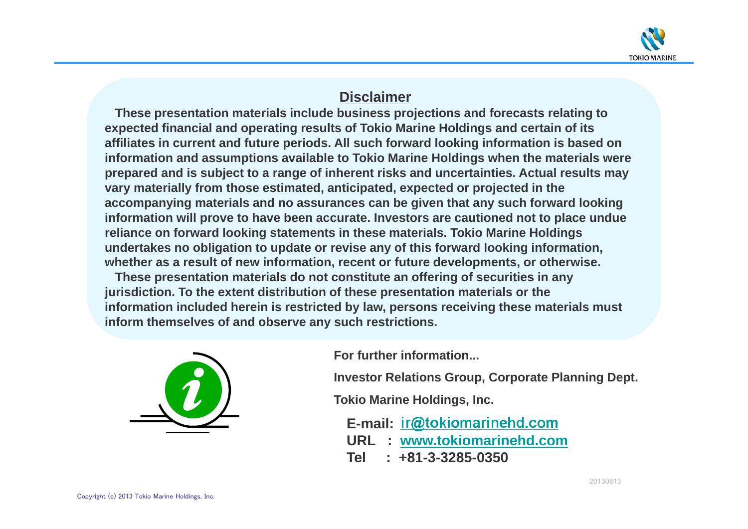## Disclaimer

These presentation materials include business projections and forecasts relating to expected financial and operating results of Tokio Marine Holdings and certain of its affiliates in current and future periods. All such forward looking information is based on information and assumptions available to Tokio Marine Holdings when the materials were prepared and is subject to a range of inherent risks and uncertainties. Actual results may vary materially from those estimated, anticipated, expected or projected in the accompanying materials and no assurances can be given that any such forward looking information will prove to have been accurate. Investors are cautioned not to place undue reliance on forward looking statements in these materials. Tokio Marine Holdings undertakes no obligation to update or revise any of this forward looking information, whether as a result of new information, recent or future developments, or otherwise.

These presentation materials do not constitute an offering of securities in any jurisdiction. To the extent distribution of these presentation materials or the information included herein is restricted by law, persons receiving these materials must inform themselves of and observe any such restrictions.

**For further information...**

**Investor Relations Group, Corporate Planning Dept.**

**Tokio Marine Holdings, Inc.**

**E-mail:** ir@tokiomarinehd.com
**URL :** www.tokiomarinehd.com
**Tel : +81-3-3285-0350**

20130813

Copyright (c) 2013 Tokio Marine Holdings, Inc.